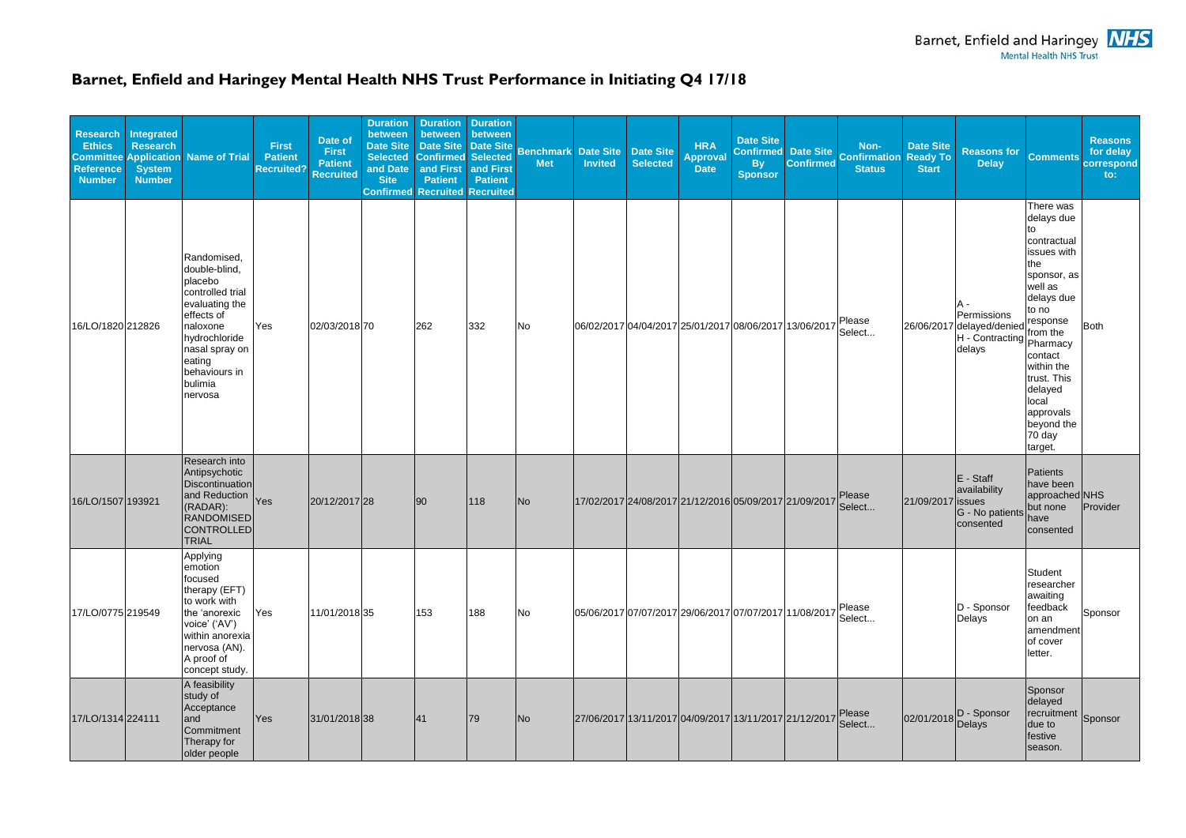# Barnet, Enfield and Haringey Mental Health NHS Trust Performance in Initiating Q4 17/18

| Research Ethics Committee Reference Number | Integrated Research Application System Number | Name of Trial | First Patient Recruited? | Date of First Patient Recruited | Duration between Date Site Selected and Date Site Confirmed | Duration between Date Site Confirmed and First Patient Recruited | Duration between Date Site Selected and First Patient Recruited | Benchmark Met | Date Site Invited | Date Site Selected | HRA Approval Date | Date Site Confirmed By Sponsor | Date Site Confirmed | Non-Confirmation Status | Date Site Ready To Start | Reasons for Delay | Comments | Reasons for delay correspond to: |
|---|---|---|---|---|---|---|---|---|---|---|---|---|---|---|---|---|---|---|
| 16/LO/1820 | 212826 | Randomised, double-blind, placebo controlled trial evaluating the effects of naloxone hydrochloride nasal spray on eating behaviours in bulimia nervosa | Yes | 02/03/2018 | 70 | 262 | 332 | No | 06/02/2017 | 04/04/2017 | 25/01/2017 | 08/06/2017 | 13/06/2017 | Please Select... | 26/06/2017 | A - Permissions delayed/denied H - Contracting delays | There was delays due to contractual issues with the sponsor, as well as delays due to no response from the Pharmacy contact within the trust. This delayed local approvals beyond the 70 day target. | Both |
| 16/LO/1507 | 193921 | Research into Antipsychotic Discontinuation and Reduction (RADAR): RANDOMISED CONTROLLED TRIAL | Yes | 20/12/2017 | 28 | 90 | 118 | No | 17/02/2017 | 24/08/2017 | 21/12/2016 | 05/09/2017 | 21/09/2017 | Please Select... | 21/09/2017 | E - Staff availability issues G - No patients consented | Patients have been approached but none have consented | NHS Provider |
| 17/LO/0775 | 219549 | Applying emotion focused therapy (EFT) to work with the 'anorexic voice' ('AV') within anorexia nervosa (AN). A proof of concept study. | Yes | 11/01/2018 | 35 | 153 | 188 | No | 05/06/2017 | 07/07/2017 | 29/06/2017 | 07/07/2017 | 11/08/2017 | Please Select... | | D - Sponsor Delays | Student researcher awaiting feedback on an amendment of cover letter. | Sponsor |
| 17/LO/1314 | 224111 | A feasibility study of Acceptance and Commitment Therapy for older people | Yes | 31/01/2018 | 38 | 41 | 79 | No | 27/06/2017 | 13/11/2017 | 04/09/2017 | 13/11/2017 | 21/12/2017 | Please Select... | 02/01/2018 | D - Sponsor Delays | Sponsor delayed recruitment due to festive season. | Sponsor |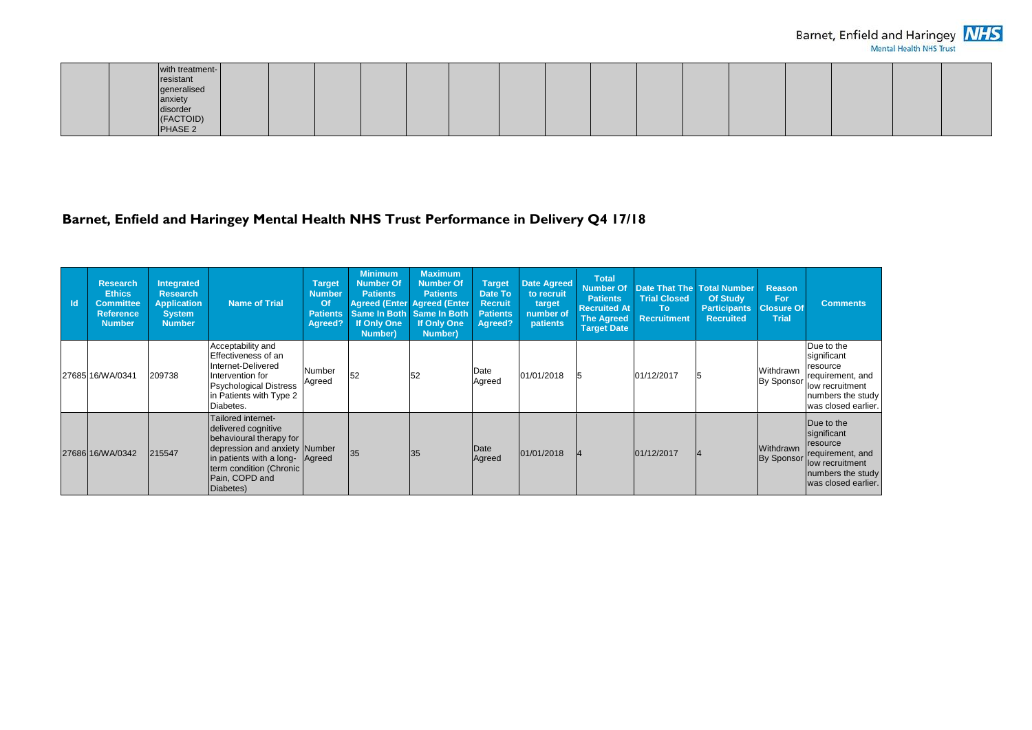| | | | | | | | | | | | | | | | | |
|---|---|---|---|---|---|---|---|---|---|---|---|---|---|---|---|---|
| | | with treatment-resistant generalised anxiety disorder (FACTOID) PHASE 2 | | | | | | | | | | | | | | |

## Barnet, Enfield and Haringey Mental Health NHS Trust Performance in Delivery Q4 17/18

| Id | Research Ethics Committee Reference Number | Integrated Research Application System Number | Name of Trial | Target Number Of Patients Agreed? | Minimum Number Of Patients Agreed (Enter Same In Both If Only One Number) | Maximum Number Of Patients Agreed (Enter Same In Both If Only One Number) | Target Date To Recruit Patients Agreed? | Date Agreed to recruit target number of patients | Total Number Of Patients Recruited At The Agreed Target Date | Date That The Trial Closed To Recruitment | Total Number Of Study Participants Recruited | Reason For Closure Of Trial | Comments |
|---|---|---|---|---|---|---|---|---|---|---|---|---|---|
| 27685 | 16/WA/0341 | 209738 | Acceptability and Effectiveness of an Internet-Delivered Intervention for Psychological Distress in Patients with Type 2 Diabetes. | Number Agreed | 52 | 52 | Date Agreed | 01/01/2018 | 5 | 01/12/2017 | 5 | Withdrawn By Sponsor | Due to the significant resource requirement, and low recruitment numbers the study was closed earlier. |
| 27686 | 16/WA/0342 | 215547 | Tailored internet-delivered cognitive behavioural therapy for depression and anxiety in patients with a long-term condition (Chronic Pain, COPD and Diabetes) | Number Agreed | 35 | 35 | Date Agreed | 01/01/2018 | 4 | 01/12/2017 | 4 | Withdrawn By Sponsor | Due to the significant resource requirement, and low recruitment numbers the study was closed earlier. |